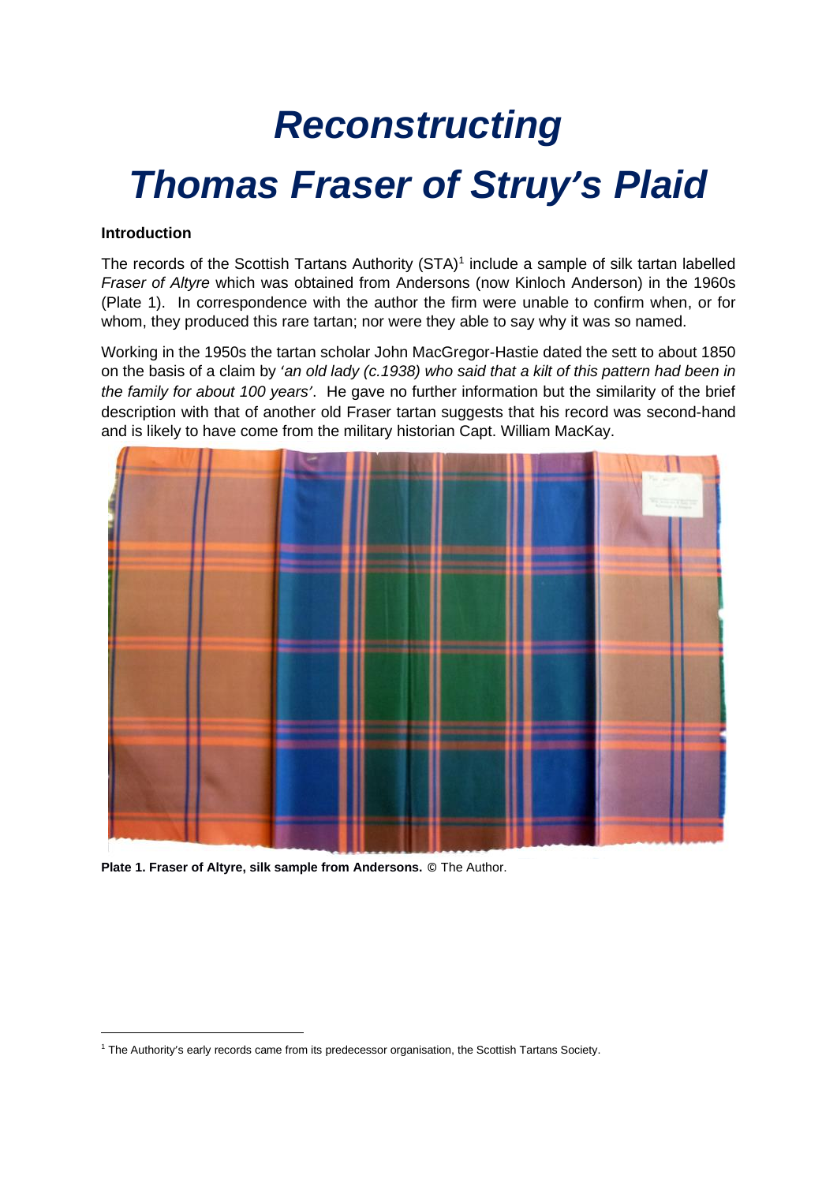# *Reconstructing Thomas Fraser of Struy's Plaid*

**Introduction**

The records of the Scottish Tartans Authority (STA)[1] include a sample of silk tartan labelled *Fraser of Altyre* which was obtained from Andersons (now Kinloch Anderson) in the 1960s (Plate 1). In correspondence with the author the firm were unable to confirm when, or for whom, they produced this rare tartan; nor were they able to say why it was so named.

Working in the 1950s the tartan scholar John MacGregor-Hastie dated the sett to about 1850 on the basis of a claim by '*an old lady (c.1938) who said that a kilt of this pattern had been in the family for about 100 years*'. He gave no further information but the similarity of the brief description with that of another old Fraser tartan suggests that his record was second-hand and is likely to have come from the military historian Capt. William MacKay.

**Plate 1. Fraser of Altyre, silk sample from Andersons.** © The Author.

[1] The Authority's early records came from its predecessor organisation, the Scottish Tartans Society.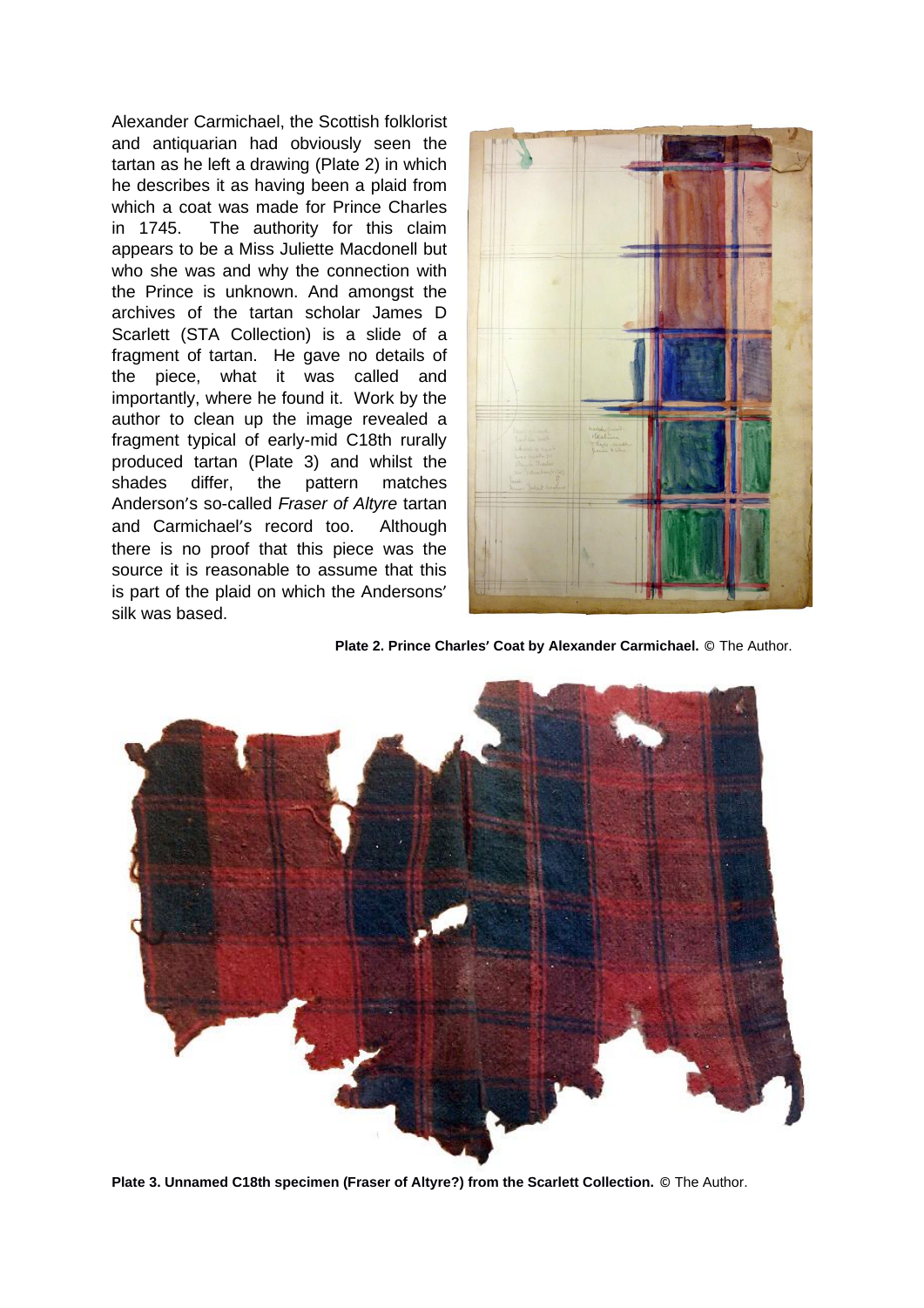Alexander Carmichael, the Scottish folklorist and antiquarian had obviously seen the tartan as he left a drawing (Plate 2) in which he describes it as having been a plaid from which a coat was made for Prince Charles in 1745. The authority for this claim appears to be a Miss Juliette Macdonell but who she was and why the connection with the Prince is unknown. And amongst the archives of the tartan scholar James D Scarlett (STA Collection) is a slide of a fragment of tartan. He gave no details of the piece, what it was called and importantly, where he found it. Work by the author to clean up the image revealed a fragment typical of early-mid C18th rurally produced tartan (Plate 3) and whilst the shades differ, the pattern matches Anderson′s so-called *Fraser of Altyre* tartan and Carmichael′s record too. Although there is no proof that this piece was the source it is reasonable to assume that this is part of the plaid on which the Andersons′ silk was based.

**Plate 2. Prince Charles′ Coat by Alexander Carmichael.** © The Author.

**Plate 3. Unnamed C18th specimen (Fraser of Altyre?) from the Scarlett Collection.** © The Author.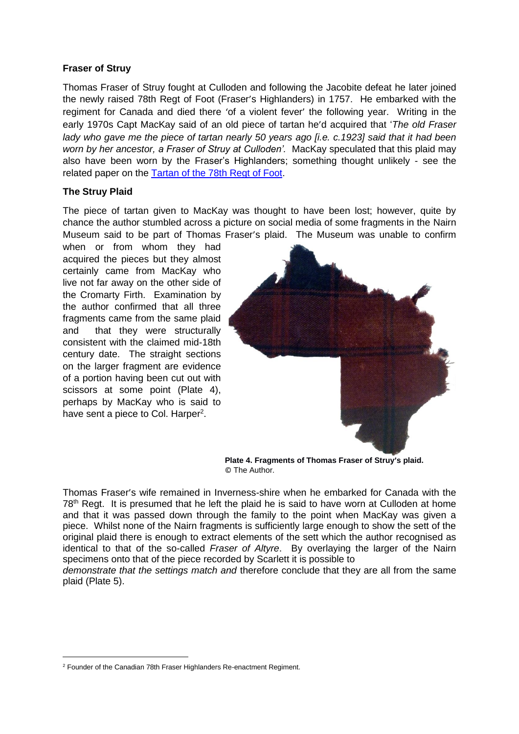**Fraser of Struy**

Thomas Fraser of Struy fought at Culloden and following the Jacobite defeat he later joined the newly raised 78th Regt of Foot (Fraser's Highlanders) in 1757. He embarked with the regiment for Canada and died there 'of a violent fever' the following year. Writing in the early 1970s Capt MacKay said of an old piece of tartan he'd acquired that '*The old Fraser lady who gave me the piece of tartan nearly 50 years ago [i.e. c.1923] said that it had been worn by her ancestor, a Fraser of Struy at Culloden'.* MacKay speculated that this plaid may also have been worn by the Fraser's Highlanders; something thought unlikely - see the related paper on the Tartan of the 78th Regt of Foot.

**The Struy Plaid**

The piece of tartan given to MacKay was thought to have been lost; however, quite by chance the author stumbled across a picture on social media of some fragments in the Nairn Museum said to be part of Thomas Fraser's plaid. The Museum was unable to confirm when or from whom they had acquired the pieces but they almost certainly came from MacKay who live not far away on the other side of the Cromarty Firth. Examination by the author confirmed that all three fragments came from the same plaid and that they were structurally consistent with the claimed mid-18th century date. The straight sections on the larger fragment are evidence of a portion having been cut out with scissors at some point (Plate 4), perhaps by MacKay who is said to have sent a piece to Col. Harper[2].

**Plate 4. Fragments of Thomas Fraser of Struy's plaid.**
© The Author.

Thomas Fraser's wife remained in Inverness-shire when he embarked for Canada with the 78th Regt. It is presumed that he left the plaid he is said to have worn at Culloden at home and that it was passed down through the family to the point when MacKay was given a piece. Whilst none of the Nairn fragments is sufficiently large enough to show the sett of the original plaid there is enough to extract elements of the sett which the author recognised as identical to that of the so-called *Fraser of Altyre*. By overlaying the larger of the Nairn specimens onto that of the piece recorded by Scarlett it is possible to *demonstrate that the settings match and* therefore conclude that they are all from the same plaid (Plate 5).

[2] Founder of the Canadian 78th Fraser Highlanders Re-enactment Regiment.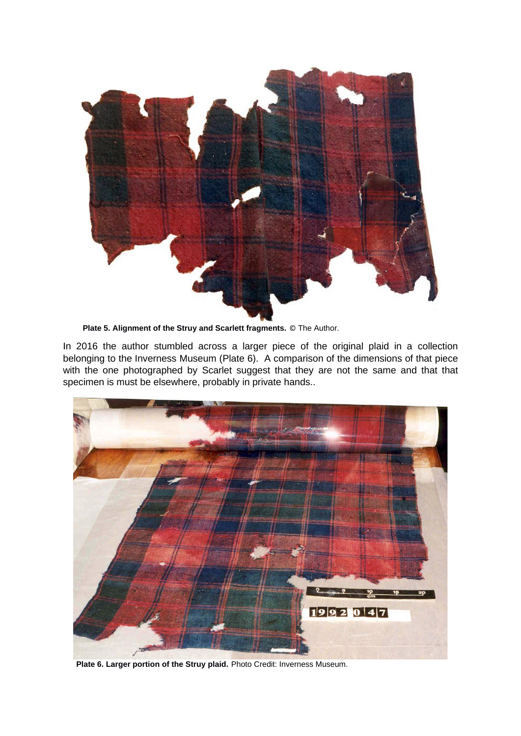**Plate 5. Alignment of the Struy and Scarlett fragments.** © The Author.

In 2016 the author stumbled across a larger piece of the original plaid in a collection belonging to the Inverness Museum (Plate 6). A comparison of the dimensions of that piece with the one photographed by Scarlet suggest that they are not the same and that that specimen is must be elsewhere, probably in private hands..

**Plate 6. Larger portion of the Struy plaid.** Photo Credit: Inverness Museum.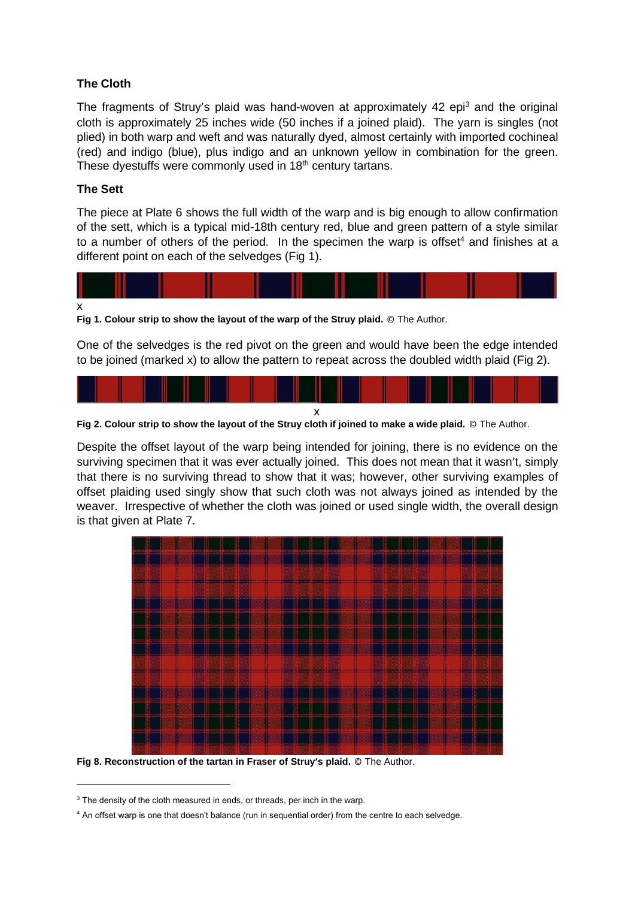### The Cloth

The fragments of Struy's plaid was hand-woven at approximately 42 epi[3] and the original cloth is approximately 25 inches wide (50 inches if a joined plaid). The yarn is singles (not plied) in both warp and weft and was naturally dyed, almost certainly with imported cochineal (red) and indigo (blue), plus indigo and an unknown yellow in combination for the green. These dyestuffs were commonly used in 18th century tartans.

### The Sett

The piece at Plate 6 shows the full width of the warp and is big enough to allow confirmation of the sett, which is a typical mid-18th century red, blue and green pattern of a style similar to a number of others of the period. In the specimen the warp is offset[4] and finishes at a different point on each of the selvedges (Fig 1).

x

**Fig 1. Colour strip to show the layout of the warp of the Struy plaid.** © The Author.

One of the selvedges is the red pivot on the green and would have been the edge intended to be joined (marked x) to allow the pattern to repeat across the doubled width plaid (Fig 2).

x

**Fig 2. Colour strip to show the layout of the Struy cloth if joined to make a wide plaid.** © The Author.

Despite the offset layout of the warp being intended for joining, there is no evidence on the surviving specimen that it was ever actually joined. This does not mean that it wasn't, simply that there is no surviving thread to show that it was; however, other surviving examples of offset plaiding used singly show that such cloth was not always joined as intended by the weaver. Irrespective of whether the cloth was joined or used single width, the overall design is that given at Plate 7.

**Fig 8. Reconstruction of the tartan in Fraser of Struy's plaid.** © The Author.

---

[3] The density of the cloth measured in ends, or threads, per inch in the warp.

[4] An offset warp is one that doesn't balance (run in sequential order) from the centre to each selvedge.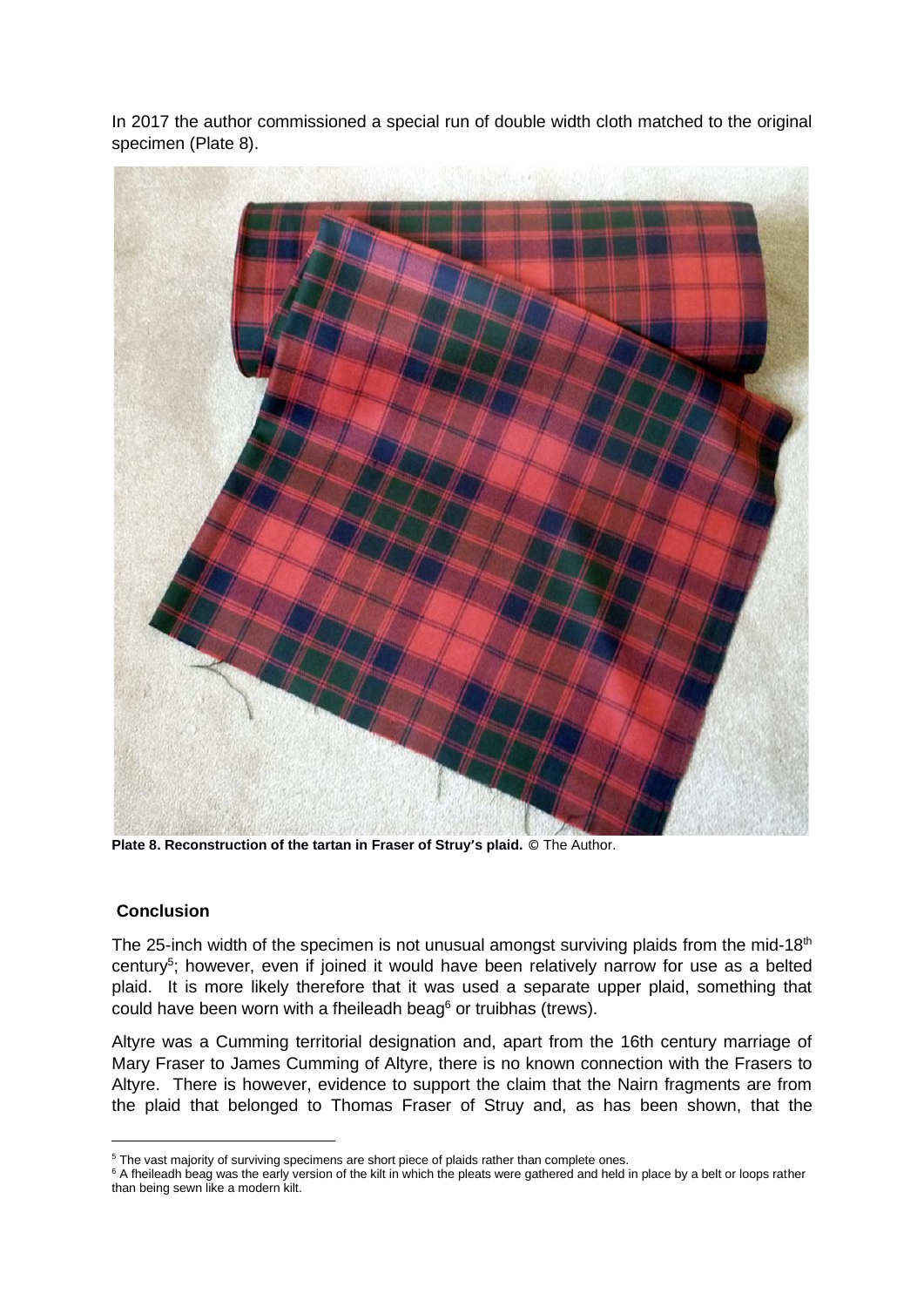In 2017 the author commissioned a special run of double width cloth matched to the original specimen (Plate 8).

**Plate 8. Reconstruction of the tartan in Fraser of Struy's plaid.** © The Author.

## Conclusion

The 25-inch width of the specimen is not unusual amongst surviving plaids from the mid-18th century[5]; however, even if joined it would have been relatively narrow for use as a belted plaid. It is more likely therefore that it was used a separate upper plaid, something that could have been worn with a fheileadh beag[6] or truibhas (trews).

Altyre was a Cumming territorial designation and, apart from the 16th century marriage of Mary Fraser to James Cumming of Altyre, there is no known connection with the Frasers to Altyre. There is however, evidence to support the claim that the Nairn fragments are from the plaid that belonged to Thomas Fraser of Struy and, as has been shown, that the

---

[5] The vast majority of surviving specimens are short piece of plaids rather than complete ones.

[6] A fheileadh beag was the early version of the kilt in which the pleats were gathered and held in place by a belt or loops rather than being sewn like a modern kilt.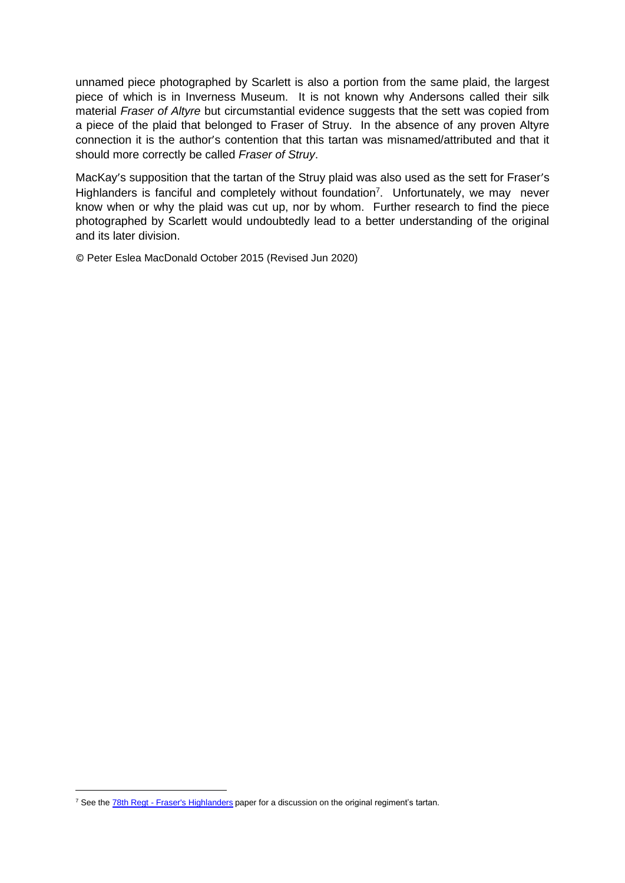unnamed piece photographed by Scarlett is also a portion from the same plaid, the largest piece of which is in Inverness Museum. It is not known why Andersons called their silk material *Fraser of Altyre* but circumstantial evidence suggests that the sett was copied from a piece of the plaid that belonged to Fraser of Struy. In the absence of any proven Altyre connection it is the author's contention that this tartan was misnamed/attributed and that it should more correctly be called *Fraser of Struy*.

MacKay's supposition that the tartan of the Struy plaid was also used as the sett for Fraser's Highlanders is fanciful and completely without foundation[7]. Unfortunately, we may never know when or why the plaid was cut up, nor by whom. Further research to find the piece photographed by Scarlett would undoubtedly lead to a better understanding of the original and its later division.

© Peter Eslea MacDonald October 2015 (Revised Jun 2020)

---

[7] See the [78th Regt - Fraser's Highlanders] paper for a discussion on the original regiment's tartan.